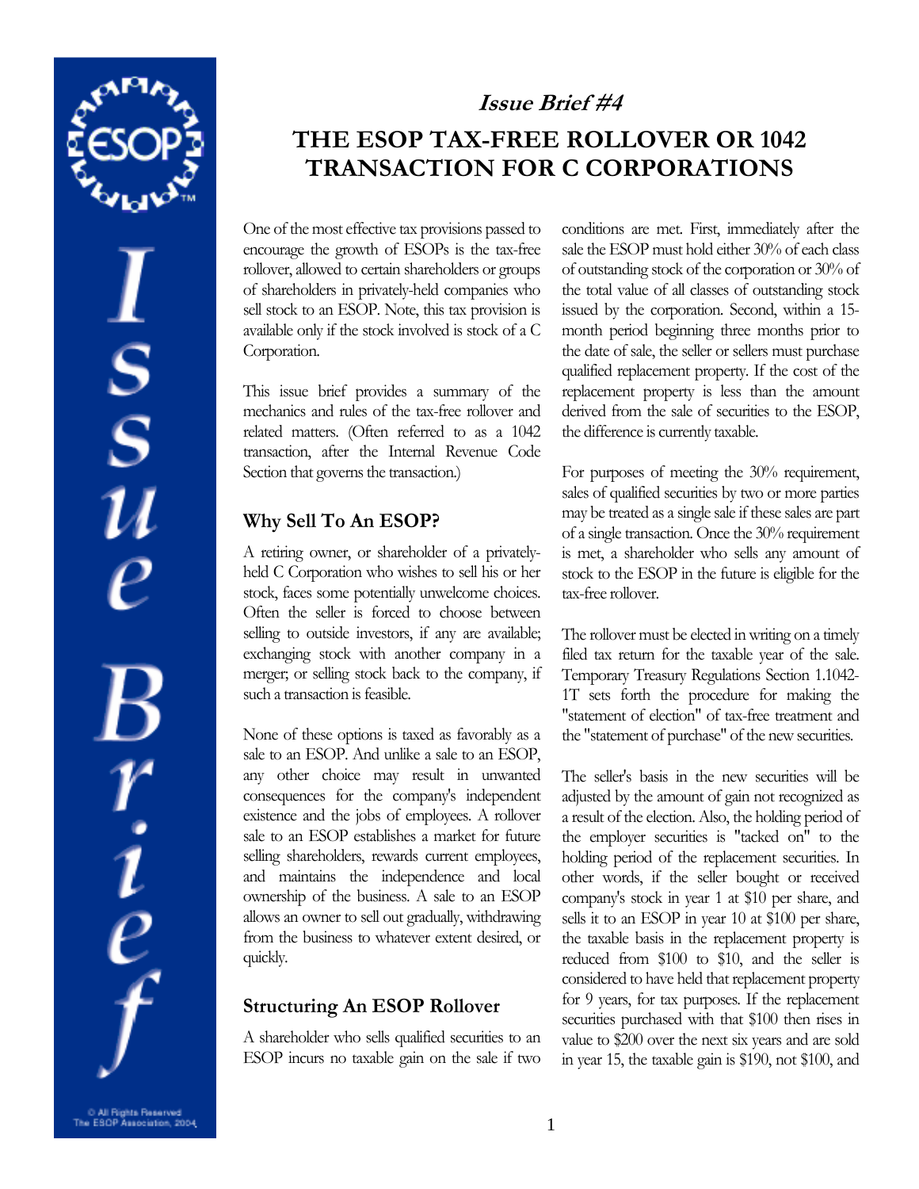*Issue Brief #4*

# THE ESOP TAX-FREE ROLLOVER OR 1042 TRANSACTION FOR C CORPORATIONS

One of the most effective tax provisions passed to encourage the growth of ESOPs is the tax-free rollover, allowed to certain shareholders or groups of shareholders in privately-held companies who sell stock to an ESOP. Note, this tax provision is available only if the stock involved is stock of a C Corporation.

This issue brief provides a summary of the mechanics and rules of the tax-free rollover and related matters. (Often referred to as a 1042 transaction, after the Internal Revenue Code Section that governs the transaction.)

## Why Sell To An ESOP?

A retiring owner, or shareholder of a privately-held C Corporation who wishes to sell his or her stock, faces some potentially unwelcome choices. Often the seller is forced to choose between selling to outside investors, if any are available; exchanging stock with another company in a merger; or selling stock back to the company, if such a transaction is feasible.

None of these options is taxed as favorably as a sale to an ESOP. And unlike a sale to an ESOP, any other choice may result in unwanted consequences for the company's independent existence and the jobs of employees. A rollover sale to an ESOP establishes a market for future selling shareholders, rewards current employees, and maintains the independence and local ownership of the business. A sale to an ESOP allows an owner to sell out gradually, withdrawing from the business to whatever extent desired, or quickly.

## Structuring An ESOP Rollover

A shareholder who sells qualified securities to an ESOP incurs no taxable gain on the sale if two conditions are met. First, immediately after the sale the ESOP must hold either 30% of each class of outstanding stock of the corporation or 30% of the total value of all classes of outstanding stock issued by the corporation. Second, within a 15-month period beginning three months prior to the date of sale, the seller or sellers must purchase qualified replacement property. If the cost of the replacement property is less than the amount derived from the sale of securities to the ESOP, the difference is currently taxable.

For purposes of meeting the 30% requirement, sales of qualified securities by two or more parties may be treated as a single sale if these sales are part of a single transaction. Once the 30% requirement is met, a shareholder who sells any amount of stock to the ESOP in the future is eligible for the tax-free rollover.

The rollover must be elected in writing on a timely filed tax return for the taxable year of the sale. Temporary Treasury Regulations Section 1.1042-1T sets forth the procedure for making the "statement of election" of tax-free treatment and the "statement of purchase" of the new securities.

The seller's basis in the new securities will be adjusted by the amount of gain not recognized as a result of the election. Also, the holding period of the employer securities is "tacked on" to the holding period of the replacement securities. In other words, if the seller bought or received company's stock in year 1 at $10 per share, and sells it to an ESOP in year 10 at $100 per share, the taxable basis in the replacement property is reduced from $100 to $10, and the seller is considered to have held that replacement property for 9 years, for tax purposes. If the replacement securities purchased with that $100 then rises in value to $200 over the next six years and are sold in year 15, the taxable gain is $190, not $100, and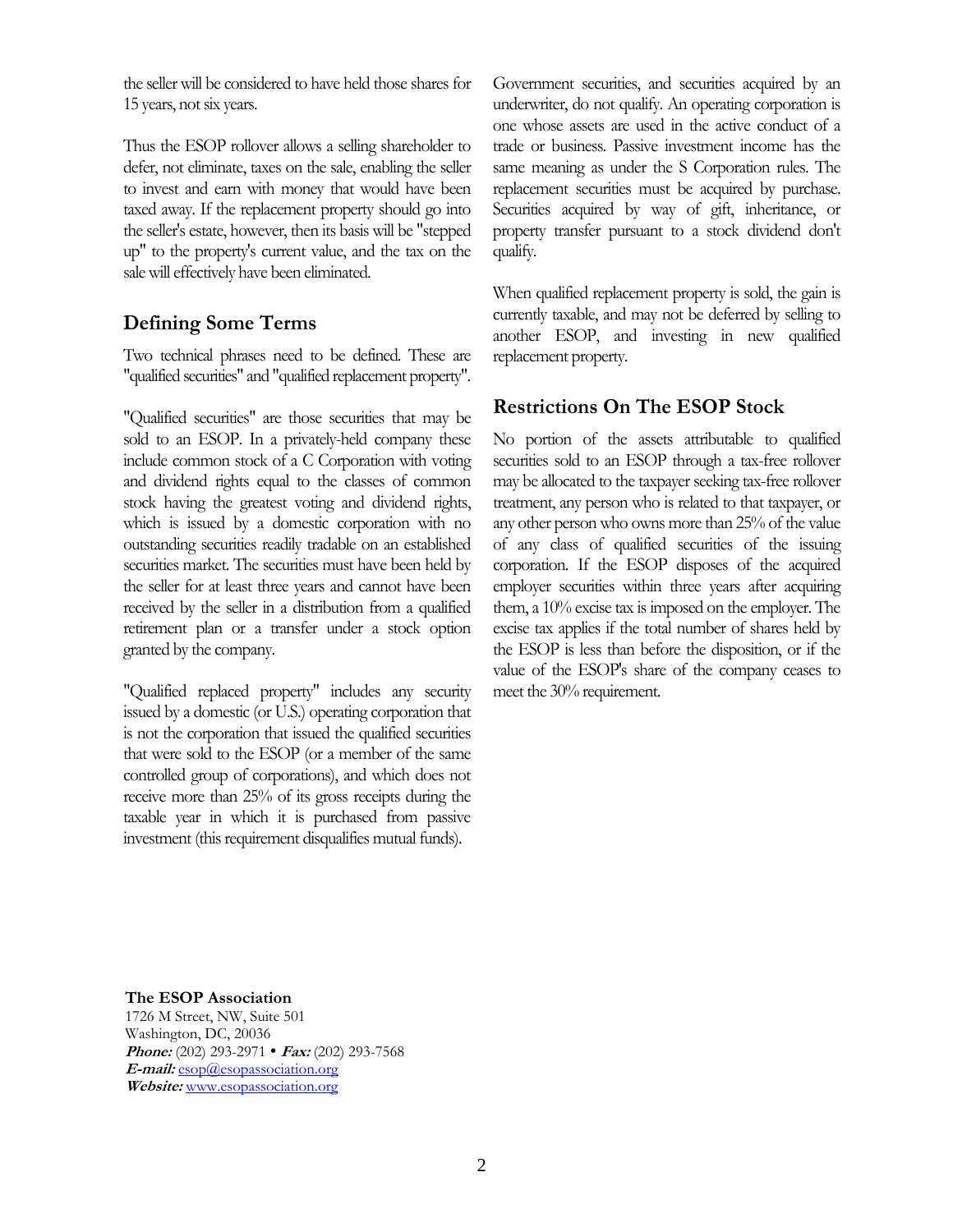the seller will be considered to have held those shares for 15 years, not six years.

Thus the ESOP rollover allows a selling shareholder to defer, not eliminate, taxes on the sale, enabling the seller to invest and earn with money that would have been taxed away. If the replacement property should go into the seller's estate, however, then its basis will be "stepped up" to the property's current value, and the tax on the sale will effectively have been eliminated.

## Defining Some Terms

Two technical phrases need to be defined. These are "qualified securities" and "qualified replacement property".

"Qualified securities" are those securities that may be sold to an ESOP. In a privately-held company these include common stock of a C Corporation with voting and dividend rights equal to the classes of common stock having the greatest voting and dividend rights, which is issued by a domestic corporation with no outstanding securities readily tradable on an established securities market. The securities must have been held by the seller for at least three years and cannot have been received by the seller in a distribution from a qualified retirement plan or a transfer under a stock option granted by the company.

"Qualified replaced property" includes any security issued by a domestic (or U.S.) operating corporation that is not the corporation that issued the qualified securities that were sold to the ESOP (or a member of the same controlled group of corporations), and which does not receive more than 25% of its gross receipts during the taxable year in which it is purchased from passive investment (this requirement disqualifies mutual funds). Government securities, and securities acquired by an underwriter, do not qualify. An operating corporation is one whose assets are used in the active conduct of a trade or business. Passive investment income has the same meaning as under the S Corporation rules. The replacement securities must be acquired by purchase. Securities acquired by way of gift, inheritance, or property transfer pursuant to a stock dividend don't qualify.

When qualified replacement property is sold, the gain is currently taxable, and may not be deferred by selling to another ESOP, and investing in new qualified replacement property.

## Restrictions On The ESOP Stock

No portion of the assets attributable to qualified securities sold to an ESOP through a tax-free rollover may be allocated to the taxpayer seeking tax-free rollover treatment, any person who is related to that taxpayer, or any other person who owns more than 25% of the value of any class of qualified securities of the issuing corporation. If the ESOP disposes of the acquired employer securities within three years after acquiring them, a 10% excise tax is imposed on the employer. The excise tax applies if the total number of shares held by the ESOP is less than before the disposition, or if the value of the ESOP's share of the company ceases to meet the 30% requirement.

**The ESOP Association**
1726 M Street, NW, Suite 501
Washington, DC, 20036
***Phone:*** (202) 293-2971 • ***Fax:*** (202) 293-7568
***E-mail:*** esop@esopassociation.org
***Website:*** www.esopassociation.org